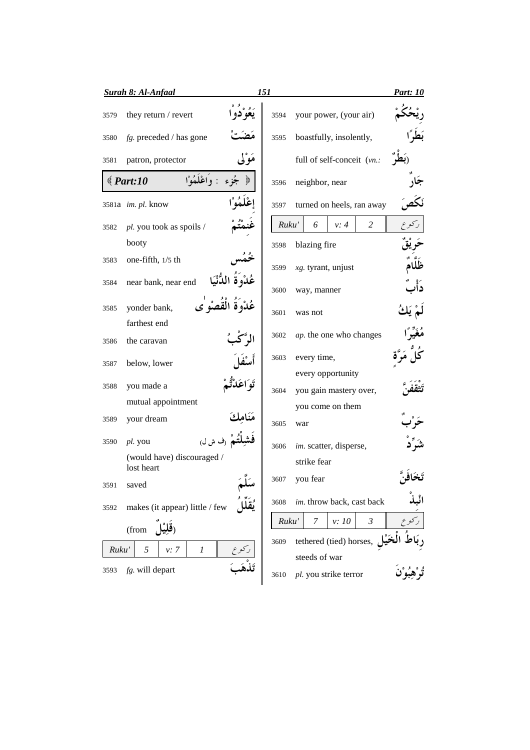| No. | Meaning | Arabic |
|---|---|---|
| 3579 | they return / revert | يَعُوْدُوْا |
| 3580 | *fg.* preceded / has gone | مَضَتْ |
| 3581 | patron, protector | مَوْلٰى |

**﴿ Part:10 ﴾ ﴿ جُزء : وَاعْلَمُوْا ﴾**

| No. | Meaning | Arabic |
|---|---|---|
| 3581a | *im. pl.* know | اِعْلَمُوْا |
| 3582 | *pl.* you took as spoils / booty | غَنِمْتُمْ |
| 3583 | one-fifth, 1/5 th | خُمُس |
| 3584 | near bank, near end | عُدْوَةُ الدُّنْيَا |
| 3585 | yonder bank, farthest end | عُدْوَةُ الْقُصْوٰى |
| 3586 | the caravan | الرَّكْبُ |
| 3587 | below, lower | أَسْفَلَ |
| 3588 | you made a mutual appointment | تَوَاعَدْتُّمْ |
| 3589 | your dream | مَنَامِكَ |
| 3590 | *pl.* you (would have) discouraged / lost heart | فَشِلْتُمْ (ف ش ل) |
| 3591 | saved | سَلَّمَ |
| 3592 | makes (it appear) little / few (from قَلِيْلٌ) | يُقَلِّلُ |

| Ruku' | 5 | v: 7 | 1 | رکوع |
|---|---|---|---|---|

| No. | Meaning | Arabic |
|---|---|---|
| 3593 | *fg.* will depart | تَذْهَبَ |
| 3594 | your power, (your air) | رِيْحُكُمْ |
| 3595 | boastfully, insolently, full of self-conceit (*vn.*: بَطْرٌ) | بَطَرًا |
| 3596 | neighbor, near | جَارٌ |
| 3597 | turned on heels, ran away | نَكَصَ |

| Ruku' | 6 | v: 4 | 2 | رکوع |
|---|---|---|---|---|

| No. | Meaning | Arabic |
|---|---|---|
| 3598 | blazing fire | حَرِيْقٌ |
| 3599 | *xg.* tyrant, unjust | ظَلَّامٌ |
| 3600 | way, manner | دَأْبٌ |
| 3601 | was not | لَمْ يَكُ |
| 3602 | *ap.* the one who changes | مُغَيِّرًا |
| 3603 | every time, every opportunity | كُلُّ مَرَّةٍ |
| 3604 | you gain mastery over, you come on them | تَثْقَفَنَّ |
| 3605 | war | حَرْبٌ |
| 3606 | *im.* scatter, disperse, strike fear | شَرِّدْ |
| 3607 | you fear | تَخَافَنَّ |
| 3608 | *im.* throw back, cast back | اِنْبِذْ |

| Ruku' | 7 | v: 10 | 3 | رکوع |
|---|---|---|---|---|

| No. | Meaning | Arabic |
|---|---|---|
| 3609 | tethered (tied) horses, steeds of war | رِبَاطُ الْخَيْلِ |
| 3610 | *pl.* you strike terror | تُرْهِبُوْنَ |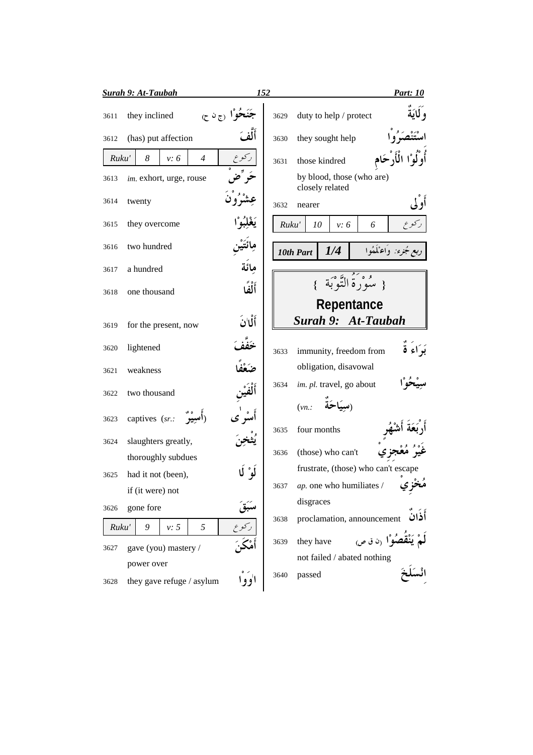| No. | Meaning | Arabic |
|---|---|---|
| 3611 | they inclined | جَنَحُوْا (ج ن ح) |
| 3612 | (has) put affection | أَلَّفَ |
| Ruku' | 8 | v: 6 | 4 | ركوع |
| 3613 | *im.* exhort, urge, rouse | حَرِّضْ |
| 3614 | twenty | عِشْرُوْنَ |
| 3615 | they overcome | يَغْلِبُوْا |
| 3616 | two hundred | مِائَتَيْنِ |
| 3617 | a hundred | مِائَةٌ |
| 3618 | one thousand | أَلْفًا |
| 3619 | for the present, now | أَلْئٰنَ |
| 3620 | lightened | خَفَّفَ |
| 3621 | weakness | ضَعْفًا |
| 3622 | two thousand | أَلْفَيْنِ |
| 3623 | captives (*sr.:* أَسِيْرٌ) | أَسْرٰى |
| 3624 | slaughters greatly, thoroughly subdues | يُثْخِنَ |
| 3625 | had it not (been), if (it were) not | لَوْ لَا |
| 3626 | gone fore | سَبَقَ |
| Ruku' | 9 | v: 5 | 5 | ركوع |
| 3627 | gave (you) mastery / power over | أَمْكَنَ |
| 3628 | they gave refuge / asylum | اٰوَوْا |
| 3629 | duty to help / protect | وَلَايَةٌ |
| 3630 | they sought help | اسْتَنْصَرُوْا |
| 3631 | those kindred by blood, those (who are) closely related | أُوْلُوْا الْأَرْحَامِ |
| 3632 | nearer | أَوْلٰى |
| Ruku' | 10 | v: 6 | 6 | ركوع |

**10th Part 1/4** ربع جزء: وَاعْلَمُوا

## { سُوْرَةُ التَّوْبَة }
## Repentance
## *Surah 9: At-Taubah*

| No. | Meaning | Arabic |
|---|---|---|
| 3633 | immunity, freedom from obligation, disavowal | بَرَاءَةٌ |
| 3634 | *im. pl.* travel, go about (*vn.:* سِيَاحَةٌ) | سِيْحُوْا |
| 3635 | four months | أَرْبَعَةَ أَشْهُرٍ |
| 3636 | (those) who can't frustrate, (those) who can't escape | غَيْرُ مُعْجِزِيْ |
| 3637 | *ap.* one who humiliates / disgraces | مُخْزِيْ |
| 3638 | proclamation, announcement | أَذَانٌ |
| 3639 | they have not failed / abated nothing | لَمْ يَنْقُصُوْا (ن ق ص) |
| 3640 | passed | انْسَلَخَ |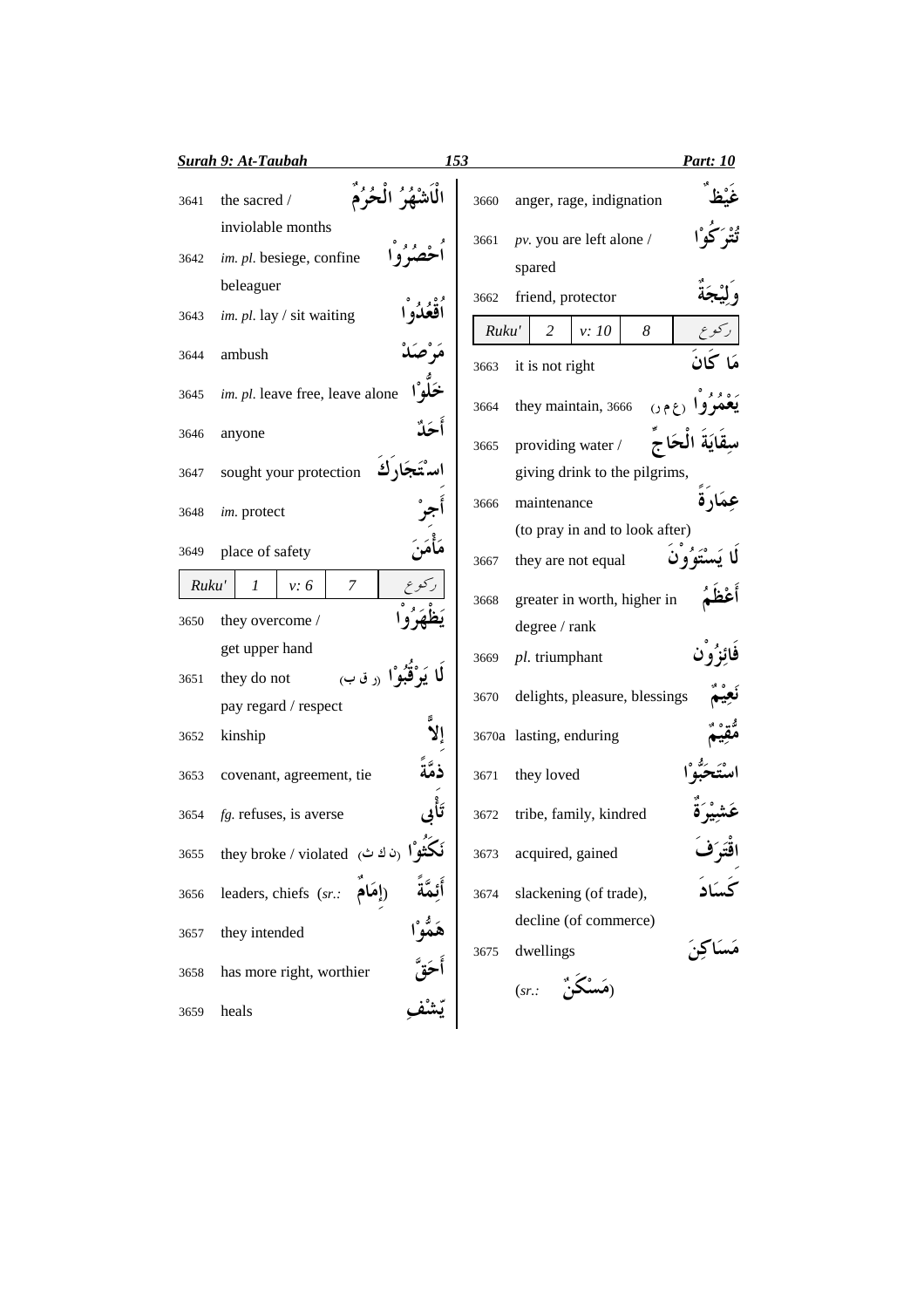| No. | Meaning | Arabic |
|---|---|---|
| 3641 | the sacred / inviolable months | اَلْاَشْهُرُ الْحُرُمُ |
| 3642 | *im. pl.* besiege, confine beleaguer | اُحْصُرُوْا |
| 3643 | *im. pl.* lay / sit waiting | اُقْعُدُوْا |
| 3644 | ambush | مَرْصَدْ |
| 3645 | *im. pl.* leave free, leave alone | خَلُّوْا |
| 3646 | anyone | أَحَدٌ |
| 3647 | sought your protection | اسْتَجَارَكَ |
| 3648 | *im.* protect | أَجِرْ |
| 3649 | place of safety | مَأْمَنَ |

| Ruku' | 1 | v: 6 | 7 | ركوع |
|---|---|---|---|---|

| No. | Meaning | Arabic |
|---|---|---|
| 3650 | they overcome / get upper hand | يَظْهَرُوْا |
| 3651 | they do not pay regard / respect | لَا يَرْقُبُوْا (ر ق ب) |
| 3652 | kinship | إِلاًّ |
| 3653 | covenant, agreement, tie | ذِمَّةً |
| 3654 | *fg.* refuses, is averse | تَأْبٰى |
| 3655 | they broke / violated | نَكَثُوْا (ن ك ث) |
| 3656 | leaders, chiefs (*sr.:* إِمَامٌ) | أَئِمَّةَ |
| 3657 | they intended | هَمُّوْا |
| 3658 | has more right, worthier | أَحَقَّ |
| 3659 | heals | يَشْفِ |
| 3660 | anger, rage, indignation | غَيْظٌ |
| 3661 | *pv.* you are left alone / spared | تُتْرَكُوْا |
| 3662 | friend, protector | وَلِيْجَةٌ |

| Ruku' | 2 | v: 10 | 8 | ركوع |
|---|---|---|---|---|

| No. | Meaning | Arabic |
|---|---|---|
| 3663 | it is not right | مَا كَانَ |
| 3664 | they maintain, 3666 | يَعْمُرُوْا (ع م ر) |
| 3665 | providing water / giving drink to the pilgrims, | سِقَايَةَ الْحَاجِّ |
| 3666 | maintenance (to pray in and to look after) | عِمَارَةَ |
| 3667 | they are not equal | لَا يَسْتَوُوْنَ |
| 3668 | greater in worth, higher in degree / rank | أَعْظَمُ |
| 3669 | *pl.* triumphant | فَائِزُوْن |
| 3670 | delights, pleasure, blessings | نَعِيْمٌ |
| 3670a | lasting, enduring | مُّقِيْمٌ |
| 3671 | they loved | اسْتَحَبُّوْا |
| 3672 | tribe, family, kindred | عَشِيْرَةٌ |
| 3673 | acquired, gained | اقْتَرَفَ |
| 3674 | slackening (of trade), decline (of commerce) | كَسَادَ |
| 3675 | dwellings (*sr.:* مَسْكَنٌ) | مَسَاكِنَ |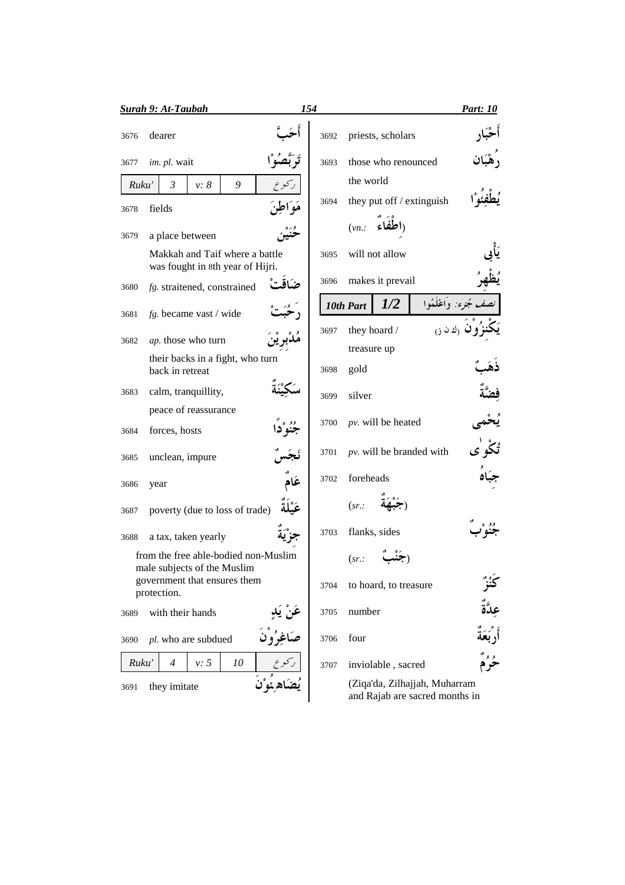| No. | Meaning | Word |
|---|---|---|
| 3676 | dearer | أَحَبَّ |
| 3677 | *im. pl.* wait | تَرَبَّصُوْا |
| *Ruku'* 3 | *v: 8* 9 | رکوع |
| 3678 | fields | مَوَاطِنَ |
| 3679 | a place between Makkah and Taif where a battle was fought in 8th year of Hijri. | حُنَيْن |
| 3680 | *fg.* straitened, constrained | ضَاقَتْ |
| 3681 | *fg.* became vast / wide | رَحُبَتْ |
| 3682 | *ap.* those who turn their backs in a fight, who turn back in retreat | مُدْبِرِيْنَ |
| 3683 | calm, tranquillity, peace of reassurance | سَكِيْنَةٌ |
| 3684 | forces, hosts | جُنُوْدًا |
| 3685 | unclean, impure | نَجَسٌ |
| 3686 | year | عَامٌ |
| 3687 | poverty (due to loss of trade) | عَيْلَةٌ |
| 3688 | a tax, taken yearly from the free able-bodied non-Muslim male subjects of the Muslim government that ensures them protection. | جِزْيَةٌ |
| 3689 | with their hands | عَنْ يَدٍ |
| 3690 | *pl.* who are subdued | صَاغِرُوْنَ |
| *Ruku'* 4 | *v: 5* 10 | رکوع |
| 3691 | they imitate | يُضَاهِئُوْنَ |
| 3692 | priests, scholars | أَحْبَار |
| 3693 | those who renounced the world | رُهْبَان |
| 3694 | they put off / extinguish (*vn.:* اِطْفَاءٌ) | يُطْفِئُوْا |
| 3695 | will not allow | يَأْبٰى |
| 3696 | makes it prevail | يُظْهِرُ |
| *10th Part* | *1/2* | نصف جُزء: وَاعْلَمُوا |
| 3697 | they hoard / treasure up | يَكْنِزُوْنَ (ك ن ز) |
| 3698 | gold | ذَهَبٌ |
| 3699 | silver | فِضَّةٌ |
| 3700 | *pv.* will be heated | يُحْمٰى |
| 3701 | *pv.* will be branded with | تُكْوٰى |
| 3702 | foreheads (*sr.:* جَبْهَةٌ) | جِبَاهُ |
| 3703 | flanks, sides (*sr.:* جَنْبٌ) | جُنُوْبٌ |
| 3704 | to hoard, to treasure | كَنْزٌ |
| 3705 | number | عِدَّةٌ |
| 3706 | four | أَرْبَعَةٌ |
| 3707 | inviolable , sacred (Ziqa'da, Zilhajjah, Muharram and Rajab are sacred months in | حُرُمٌ |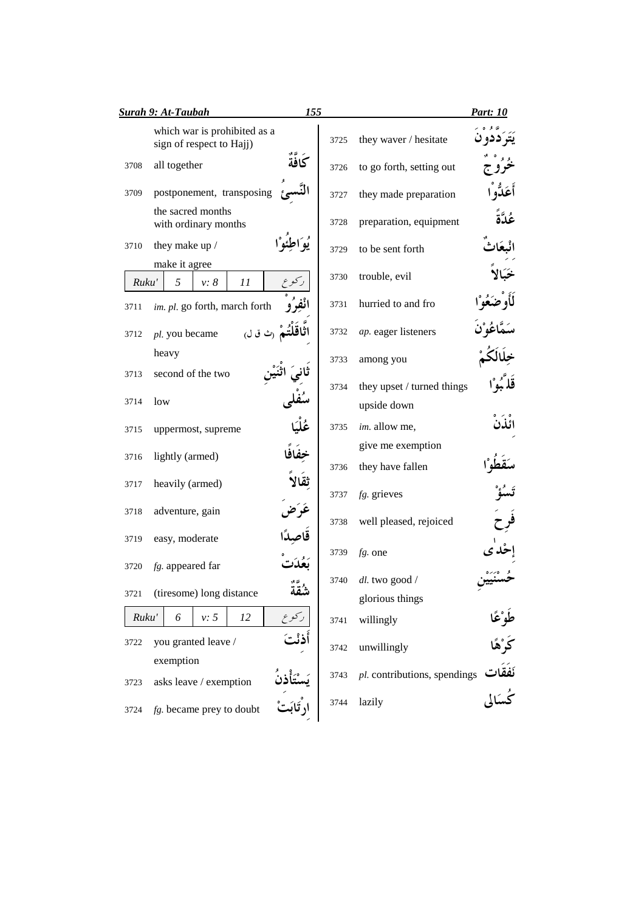| | | |
|---|---|---|
| | which war is prohibited as a sign of respect to Hajj) | |
| 3708 | all together | كَافَّةً |
| 3709 | postponement, transposing the sacred months with ordinary months | النَّسِيءُ |
| 3710 | they make up / make it agree | يُوَاطِئُوْا |

| Ruku' | 5 | v: 8 | 11 | ركوع |
|---|---|---|---|---|

| | | |
|---|---|---|
| 3711 | *im. pl.* go forth, march forth | اِنْفِرُوْا |
| 3712 | *pl.* you became heavy | اثَّاقَلْتُمْ (ث ق ل) |
| 3713 | second of the two | ثَانِيَ اثْنَيْنِ |
| 3714 | low | سُفْلَى |
| 3715 | uppermost, supreme | عُلْيَا |
| 3716 | lightly (armed) | خِفَافًا |
| 3717 | heavily (armed) | ثِقَالاً |
| 3718 | adventure, gain | عَرَضَ |
| 3719 | easy, moderate | قَاصِدًا |
| 3720 | *fg.* appeared far | بَعُدَتْ |
| 3721 | (tiresome) long distance | شُقَّةٌ |

| Ruku' | 6 | v: 5 | 12 | ركوع |
|---|---|---|---|---|

| | | |
|---|---|---|
| 3722 | you granted leave / exemption | أَذِنْتَ |
| 3723 | asks leave / exemption | يَسْتَأْذِنُ |
| 3724 | *fg.* became prey to doubt | ارْتَابَتْ |
| 3725 | they waver / hesitate | يَتَرَدَّدُوْنَ |
| 3726 | to go forth, setting out | خُرُوْجٌ |
| 3727 | they made preparation | أَعَدُّوْا |
| 3728 | preparation, equipment | عُدَّةً |
| 3729 | to be sent forth | انْبِعَاثٌ |
| 3730 | trouble, evil | خَبَالاً |
| 3731 | hurried to and fro | لَأَوْضَعُوْا |
| 3732 | *ap.* eager listeners | سَمَّاعُوْنَ |
| 3733 | among you | خِلَالَكُمْ |
| 3734 | they upset / turned things upside down | قَلَّبُوْا |
| 3735 | *im.* allow me, give me exemption | ائْذَنْ |
| 3736 | they have fallen | سَقَطُوْا |
| 3737 | *fg.* grieves | تَسُؤْ |
| 3738 | well pleased, rejoiced | فَرِحَ |
| 3739 | *fg.* one | إِحْدَى |
| 3740 | *dl.* two good / glorious things | حُسْنَيَيْنِ |
| 3741 | willingly | طَوْعًا |
| 3742 | unwillingly | كَرْهًا |
| 3743 | *pl.* contributions, spendings | نَفَقَات |
| 3744 | lazily | كُسَالَى |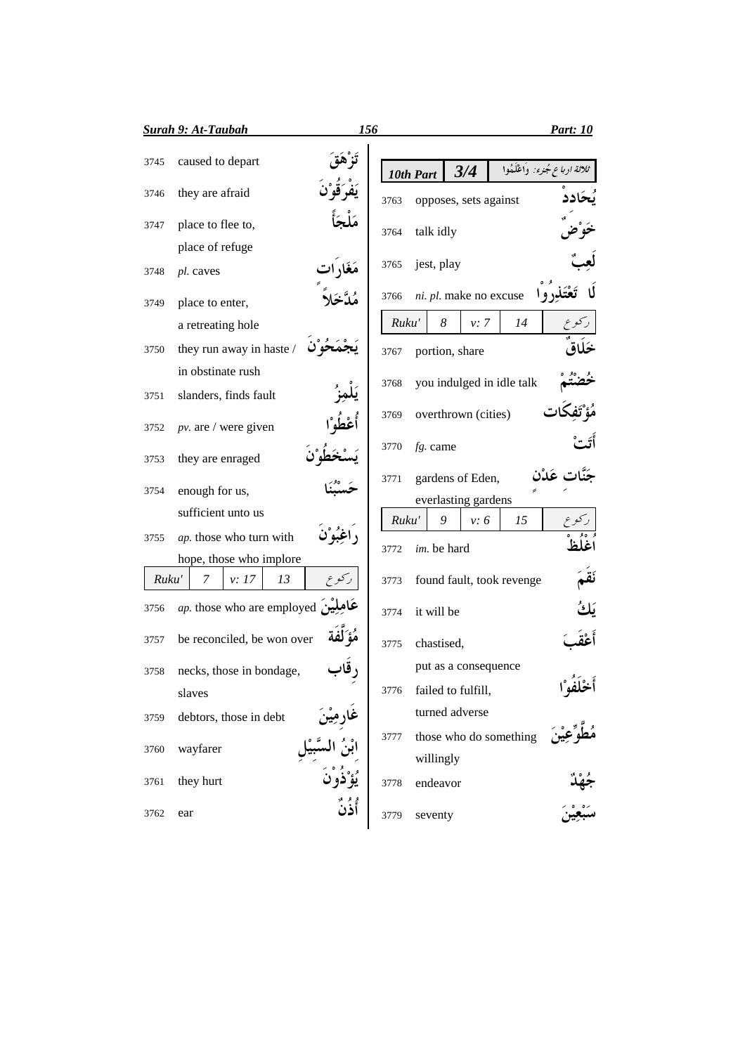| | | |
|---|---|---|
| 3745 | caused to depart | تَزْهَقَ |
| 3746 | they are afraid | يَفْرَقُوْنَ |
| 3747 | place to flee to, place of refuge | مَلْجَأً |
| 3748 | *pl.* caves | مَغَارَات |
| 3749 | place to enter, a retreating hole | مُدَّخَلاً |
| 3750 | they run away in haste / in obstinate rush | يَجْمَحُوْنَ |
| 3751 | slanders, finds fault | يَلْمِزُ |
| 3752 | *pv.* are / were given | أُعْطُوْا |
| 3753 | they are enraged | يَسْخَطُوْنَ |
| 3754 | enough for us, sufficient unto us | حَسْبُنَا |
| 3755 | *ap.* those who turn with hope, those who implore | رَاغِبُوْنَ |

| Ruku' | 7 | v: 17 | 13 | رکوع |
|---|---|---|---|---|

| | | |
|---|---|---|
| 3756 | *ap.* those who are employed | عَامِلِيْنَ |
| 3757 | be reconciled, be won over | مُؤَلَّفَة |
| 3758 | necks, those in bondage, slaves | رِقَاب |
| 3759 | debtors, those in debt | غَارِمِيْنَ |
| 3760 | wayfarer | اِبْنُ السَّبِيْلِ |
| 3761 | they hurt | يُؤْذُوْنَ |
| 3762 | ear | أُذُنٌ |

| 10th Part | 3/4 | ثلاثة ارباع جُزء: وَاعْلَمُوا |
|---|---|---|

| | | |
|---|---|---|
| 3763 | opposes, sets against | يُحَادِدْ |
| 3764 | talk idly | خَوْضٌ |
| 3765 | jest, play | لَعِبٌ |
| 3766 | *ni. pl.* make no excuse | لَا تَعْتَذِرُوْا |

| Ruku' | 8 | v: 7 | 14 | رکوع |
|---|---|---|---|---|

| | | |
|---|---|---|
| 3767 | portion, share | خَلَاقٌ |
| 3768 | you indulged in idle talk | خُضْتُمْ |
| 3769 | overthrown (cities) | مُؤْتَفِكَات |
| 3770 | *fg.* came | أَتَتْ |
| 3771 | gardens of Eden, everlasting gardens | جَنَّاتِ عَدْنٍ |

| Ruku' | 9 | v: 6 | 15 | رکوع |
|---|---|---|---|---|

| | | |
|---|---|---|
| 3772 | *im.* be hard | اُغْلُظْ |
| 3773 | found fault, took revenge | نَقَمَ |
| 3774 | it will be | يَكُ |
| 3775 | chastised, put as a consequence | أَعْقَبَ |
| 3776 | failed to fulfill, turned adverse | أَخْلَفُوْا |
| 3777 | those who do something willingly | مُطَّوِّعِيْنَ |
| 3778 | endeavor | جُهْدٌ |
| 3779 | seventy | سَبْعِيْنَ |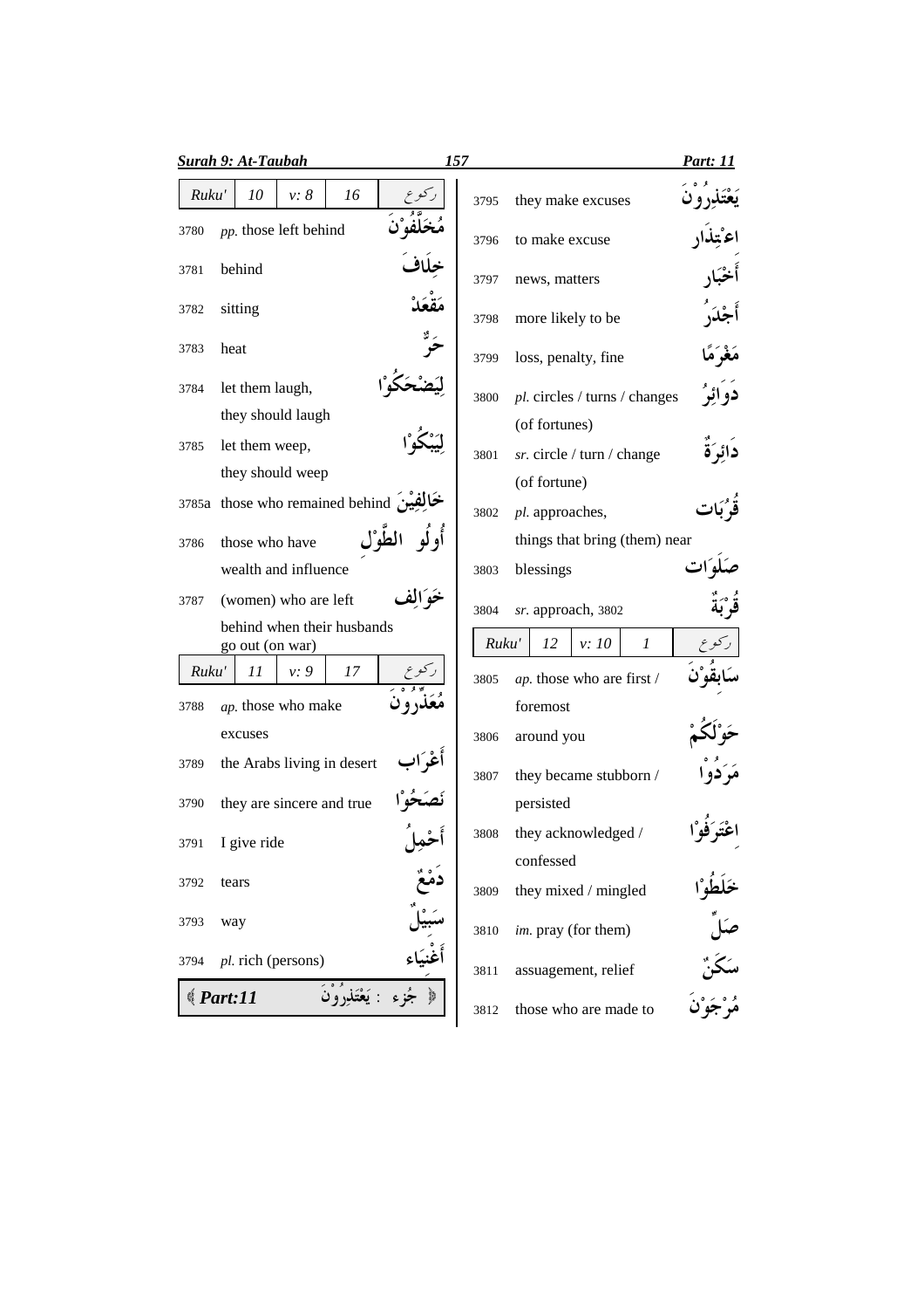| Ruku' | 10 | v: 8 | 16 | ركوع |
|---|---|---|---|---|

| | | |
|---|---|---|
| 3780 | *pp.* those left behind | مُخَلَّفُوْنَ |
| 3781 | behind | خِلَافَ |
| 3782 | sitting | مَقْعَدْ |
| 3783 | heat | حَرٌّ |
| 3784 | let them laugh, they should laugh | لِيَضْحَكُوْا |
| 3785 | let them weep, they should weep | لِيَبْكُوْا |
| 3785a | those who remained behind | خَالِفِيْنَ |
| 3786 | those who have wealth and influence | أُولُو الطَّوْلِ |
| 3787 | (women) who are left behind when their husbands go out (on war) | خَوَالِف |

| Ruku' | 11 | v: 9 | 17 | ركوع |
|---|---|---|---|---|

| | | |
|---|---|---|
| 3788 | *ap.* those who make excuses | مُعَذِّرُوْنَ |
| 3789 | the Arabs living in desert | أَعْرَاب |
| 3790 | they are sincere and true | نَصَحُوْا |
| 3791 | I give ride | أَحْمِلُ |
| 3792 | tears | دَمْعٌ |
| 3793 | way | سَبِيْلٌ |
| 3794 | *pl.* rich (persons) | أَغْنِيَاء |

**Part:11** — جُزء : يَعْتَذِرُوْنَ

| | | |
|---|---|---|
| 3795 | they make excuses | يَعْتَذِرُوْنَ |
| 3796 | to make excuse | اعْتِذَار |
| 3797 | news, matters | أَخْبَار |
| 3798 | more likely to be | أَجْدَرُ |
| 3799 | loss, penalty, fine | مَغْرَمًا |
| 3800 | *pl.* circles / turns / changes (of fortunes) | دَوَائِرُ |
| 3801 | *sr.* circle / turn / change (of fortune) | دَائِرَةٌ |
| 3802 | *pl.* approaches, things that bring (them) near | قُرُبَات |
| 3803 | blessings | صَلَوَات |
| 3804 | *sr.* approach, 3802 | قُرْبَةٌ |

| Ruku' | 12 | v: 10 | 1 | ركوع |
|---|---|---|---|---|

| | | |
|---|---|---|
| 3805 | *ap.* those who are first / foremost | سَابِقُوْنَ |
| 3806 | around you | حَوْلَكُمْ |
| 3807 | they became stubborn / persisted | مَرَدُوْا |
| 3808 | they acknowledged / confessed | اعْتَرَفُوْا |
| 3809 | they mixed / mingled | خَلَطُوْا |
| 3810 | *im.* pray (for them) | صَلِّ |
| 3811 | assuagement, relief | سَكَنٌ |
| 3812 | those who are made to | مُرْجَوْنَ |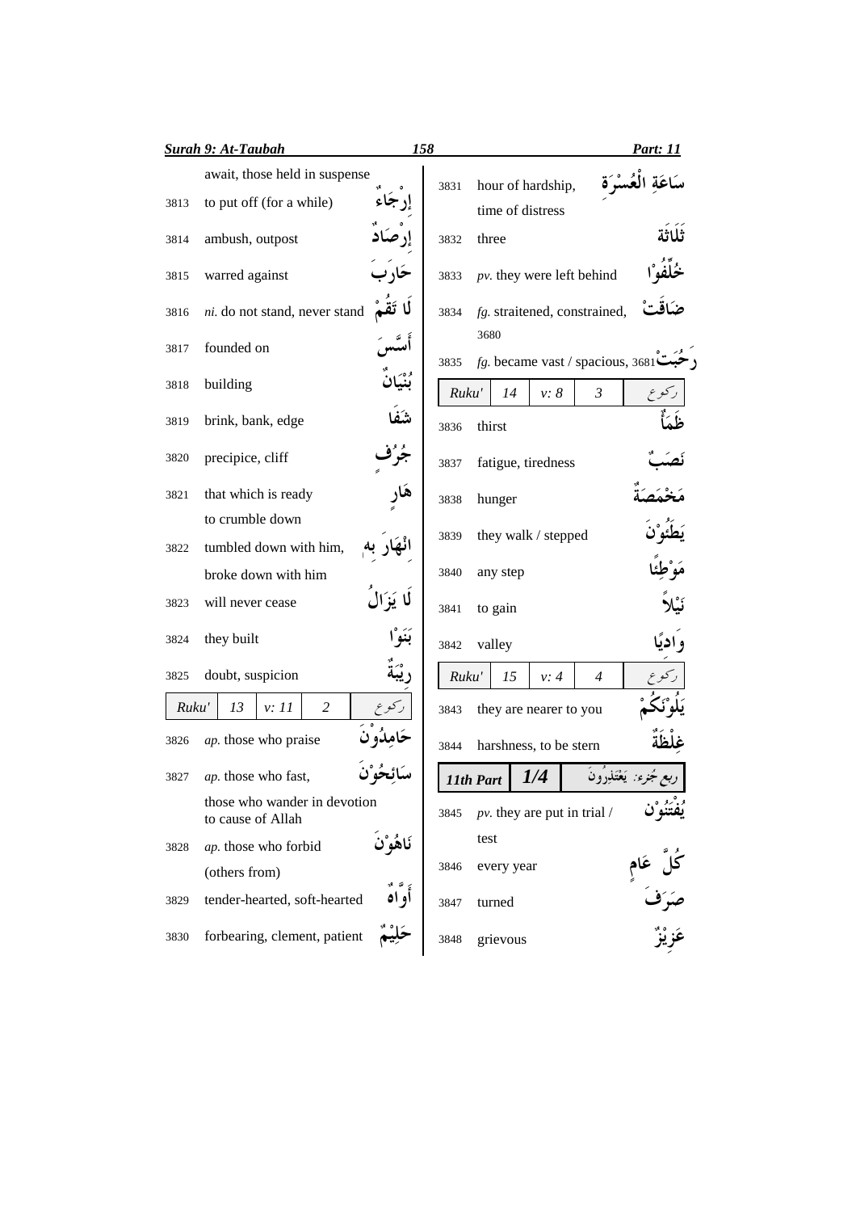| | | |
|---|---|---|
| | await, those held in suspense | |
| 3813 | to put off (for a while) | إِرْجَاءٌ |
| 3814 | ambush, outpost | إِرْصَادٌ |
| 3815 | warred against | حَارَبَ |
| 3816 | *ni.* do not stand, never stand | لَا تَقُمْ |
| 3817 | founded on | أَسَّسَ |
| 3818 | building | بُنْيَانٌ |
| 3819 | brink, bank, edge | شَفَا |
| 3820 | precipice, cliff | جُرُفٍ |
| 3821 | that which is ready to crumble down | هَارٍ |
| 3822 | tumbled down with him, broke down with him | انْهَارَ بِهِ |
| 3823 | will never cease | لَا يَزَالُ |
| 3824 | they built | بَنَوْا |
| 3825 | doubt, suspicion | رِيْبَةٌ |

| Ruku' | 13 | v: 11 | 2 | ركوع |
|---|---|---|---|---|

| | | |
|---|---|---|
| 3826 | *ap.* those who praise | حَامِدُوْنَ |
| 3827 | *ap.* those who fast, those who wander in devotion to cause of Allah | سَائِحُوْنَ |
| 3828 | *ap.* those who forbid (others from) | نَاهُوْنَ |
| 3829 | tender-hearted, soft-hearted | أَوَّاهٌ |
| 3830 | forbearing, clement, patient | حَلِيْمٌ |
| 3831 | hour of hardship, time of distress | سَاعَةِ الْعُسْرَةِ |
| 3832 | three | ثَلَاثَة |
| 3833 | *pv.* they were left behind | خُلِّفُوْا |
| 3834 | *fg.* straitened, constrained, 3680 | ضَاقَتْ |
| 3835 | *fg.* became vast / spacious, 3681 | رَحُبَتْ |

| Ruku' | 14 | v: 8 | 3 | ركوع |
|---|---|---|---|---|

| | | |
|---|---|---|
| 3836 | thirst | ظَمَأٌ |
| 3837 | fatigue, tiredness | نَصَبٌ |
| 3838 | hunger | مَخْمَصَةٌ |
| 3839 | they walk / stepped | يَطَئُوْنَ |
| 3840 | any step | مَوْطِئًا |
| 3841 | to gain | نَيْلاً |
| 3842 | valley | وَادِيًا |

| Ruku' | 15 | v: 4 | 4 | ركوع |
|---|---|---|---|---|

| | | |
|---|---|---|
| 3843 | they are nearer to you | يَلُوْنَكُمْ |
| 3844 | harshness, to be stern | غِلْظَةٌ |

| 11th Part | 1/4 | ربع جُزء: يَعْتَذِرُونَ |
|---|---|---|

| | | |
|---|---|---|
| 3845 | *pv.* they are put in trial / test | يُفْتَنُوْنَ |
| 3846 | every year | كُلِّ عَامٍ |
| 3847 | turned | صَرَفَ |
| 3848 | grievous | عَزِيْزٌ |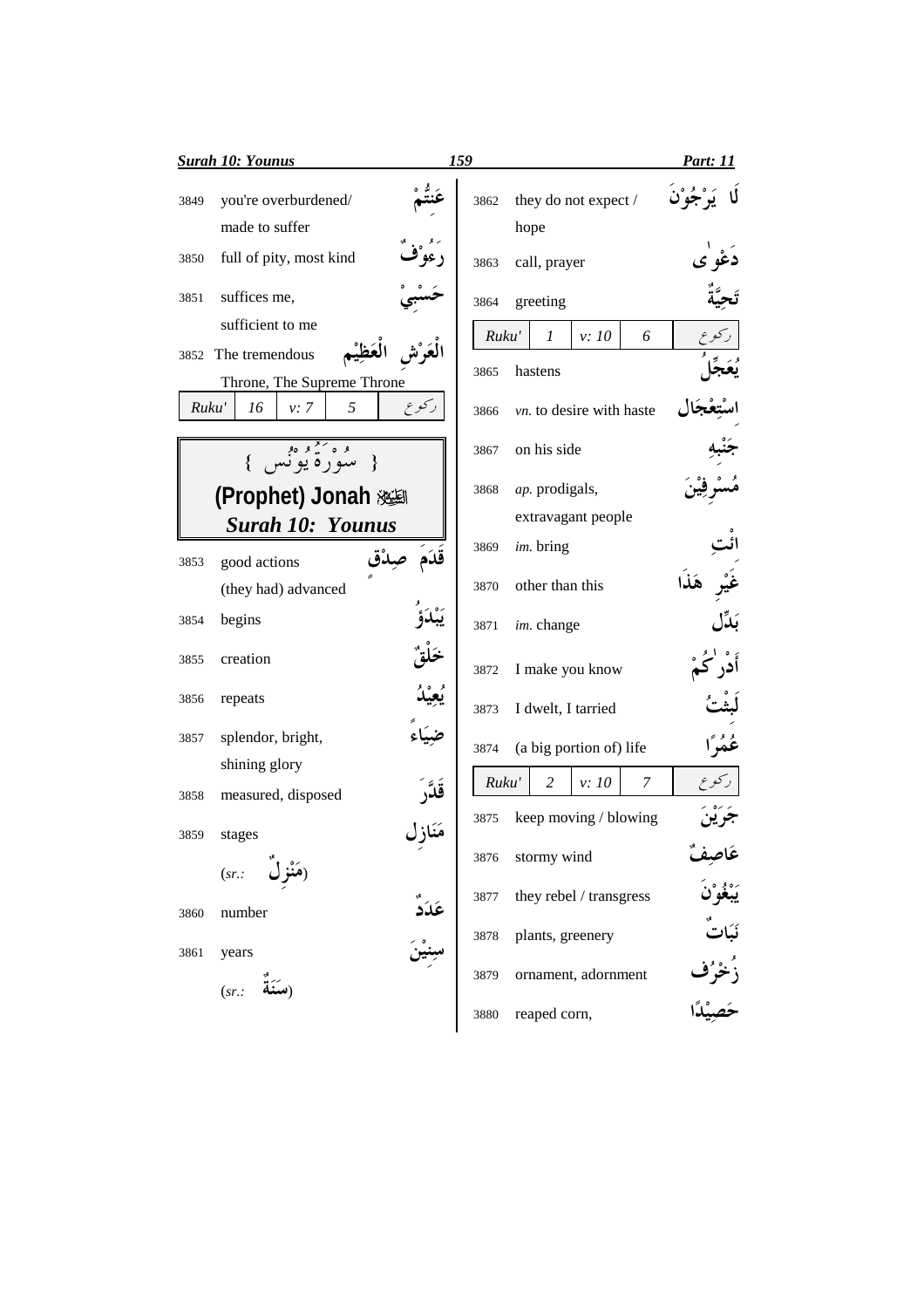| No. | Meaning | Arabic |
|---|---|---|
| 3849 | you're overburdened/ made to suffer | عَنِتُّمْ |
| 3850 | full of pity, most kind | رَءُوْفٌ |
| 3851 | suffices me, sufficient to me | حَسْبِيَ |
| 3852 | The tremendous Throne, The Supreme Throne | الْعَرْشِ الْعَظِيْمِ |

| Ruku' | 16 | v: 7 | 5 | ركوع |
|---|---|---|---|---|

## { سُوْرَةُ يُوْنُس }
## (Prophet) Jonah عليه السلام
## *Surah 10: Younus*

| No. | Meaning | Arabic |
|---|---|---|
| 3853 | good actions (they had) advanced | قَدَمَ صِدْقٍ |
| 3854 | begins | يَبْدَؤُ |
| 3855 | creation | خَلْقٌ |
| 3856 | repeats | يُعِيْدُ |
| 3857 | splendor, bright, shining glory | ضِيَاءً |
| 3858 | measured, disposed | قَدَّرَ |
| 3859 | stages (*sr.:* مَنْزِلٌ) | مَنَازِلَ |
| 3860 | number | عَدَدٌ |
| 3861 | years (*sr.:* سَنَةٌ) | سِنِيْنَ |
| 3862 | they do not expect / hope | لَا يَرْجُوْنَ |
| 3863 | call, prayer | دَعْوٰى |
| 3864 | greeting | تَحِيَّةٌ |

| Ruku' | 1 | v: 10 | 6 | ركوع |
|---|---|---|---|---|

| No. | Meaning | Arabic |
|---|---|---|
| 3865 | hastens | يُعَجِّلُ |
| 3866 | *vn.* to desire with haste | اسْتِعْجَال |
| 3867 | on his side | جَنْبِهِ |
| 3868 | *ap.* prodigals, extravagant people | مُسْرِفِيْنَ |
| 3869 | *im.* bring | ائْتِ |
| 3870 | other than this | غَيْرِ هٰذَا |
| 3871 | *im.* change | بَدِّلْ |
| 3872 | I make you know | أَدْرٰكُمْ |
| 3873 | I dwelt, I tarried | لَبِثْتُ |
| 3874 | (a big portion of) life | عُمُرًا |

| Ruku' | 2 | v: 10 | 7 | ركوع |
|---|---|---|---|---|

| No. | Meaning | Arabic |
|---|---|---|
| 3875 | keep moving / blowing | جَرَيْنَ |
| 3876 | stormy wind | عَاصِفٌ |
| 3877 | they rebel / transgress | يَبْغُوْنَ |
| 3878 | plants, greenery | نَبَاتٌ |
| 3879 | ornament, adornment | زُخْرُف |
| 3880 | reaped corn, | حَصِيْدًا |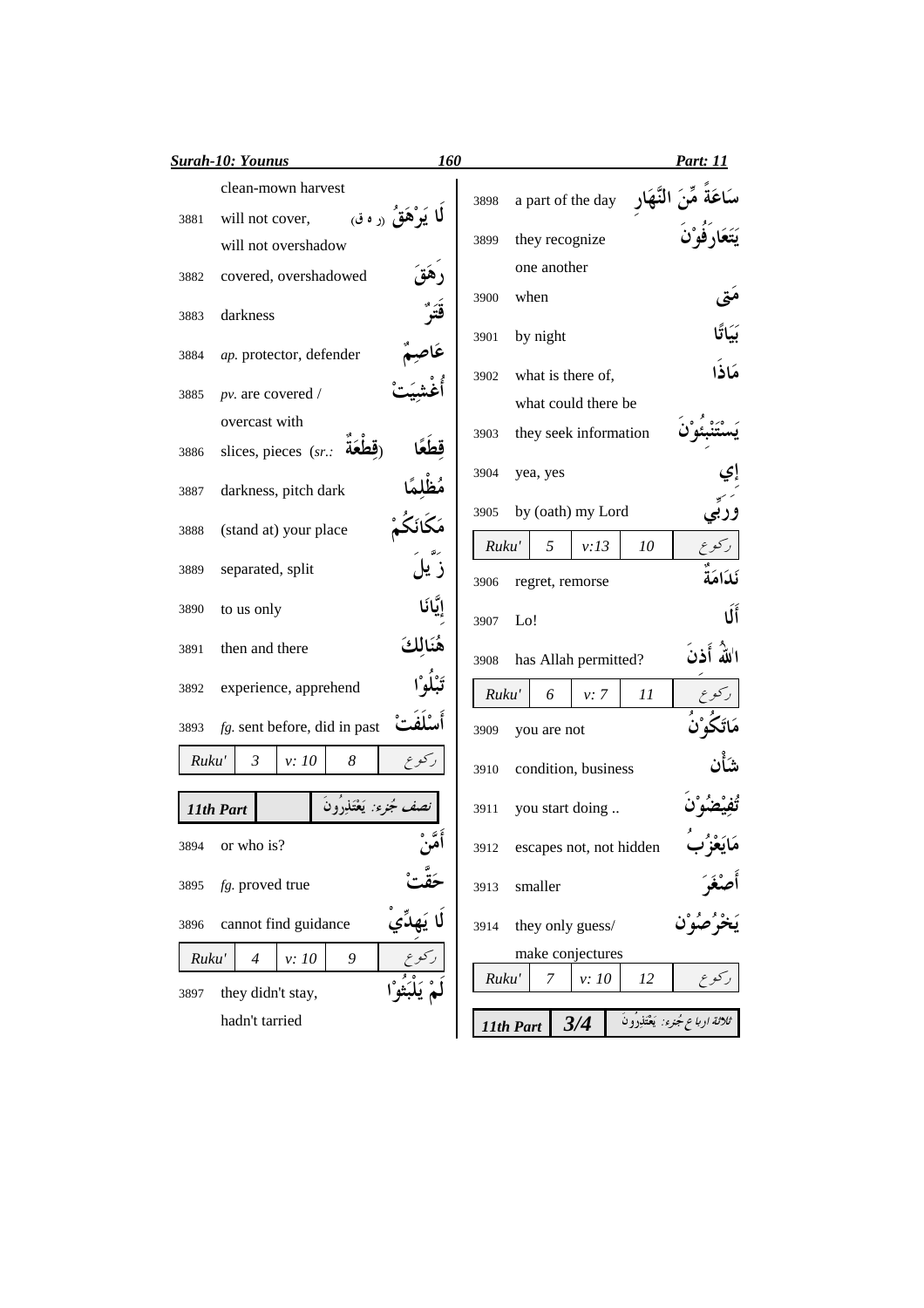clean-mown harvest

| No. | English | Arabic |
|---|---|---|
| 3881 | will not cover, will not overshadow | لَا يَرْهَقُ (ر ه ق) |
| 3882 | covered, overshadowed | رَهَقَ |
| 3883 | darkness | قَتَرٌ |
| 3884 | *ap.* protector, defender | عَاصِمٌ |
| 3885 | *pv.* are covered / overcast with | أُغْشِيَتْ |
| 3886 | slices, pieces (*sr.:* قِطْعَةٌ) | قِطَعًا |
| 3887 | darkness, pitch dark | مُظْلِمًا |
| 3888 | (stand at) your place | مَكَانَكُمْ |
| 3889 | separated, split | زَيَّلَ |
| 3890 | to us only | إِيَّانَا |
| 3891 | then and there | هُنَالِكَ |
| 3892 | experience, apprehend | تَبْلُوْا |
| 3893 | *fg.* sent before, did in past | أَسْلَفَتْ |

| Ruku' | 3 | v: 10 | 8 | رکوع |
|---|---|---|---|---|

| 11th Part | | نصف جُزء: يَعْتَذِرُونَ |
|---|---|---|

| No. | English | Arabic |
|---|---|---|
| 3894 | or who is? | أَمَّنْ |
| 3895 | *fg.* proved true | حَقَّتْ |
| 3896 | cannot find guidance | لَا يَهِدِّيْ |

| Ruku' | 4 | v: 10 | 9 | رکوع |
|---|---|---|---|---|

| No. | English | Arabic |
|---|---|---|
| 3897 | they didn't stay, hadn't tarried | لَمْ يَلْبَثُوْا |
| 3898 | a part of the day | سَاعَةً مِّنَ النَّهَارِ |
| 3899 | they recognize one another | يَتَعَارَفُوْنَ |
| 3900 | when | مَتٰى |
| 3901 | by night | بَيَاتًا |
| 3902 | what is there of, what could there be | مَاذَا |
| 3903 | they seek information | يَسْتَنْبِئُوْنَ |
| 3904 | yea, yes | إِيْ |
| 3905 | by (oath) my Lord | وَرَبِّيْ |

| Ruku' | 5 | v:13 | 10 | رکوع |
|---|---|---|---|---|

| No. | English | Arabic |
|---|---|---|
| 3906 | regret, remorse | نَدَامَةٌ |
| 3907 | Lo! | أَلَا |
| 3908 | has Allah permitted? | اٰللّٰهُ أَذِنَ |

| Ruku' | 6 | v: 7 | 11 | رکوع |
|---|---|---|---|---|

| No. | English | Arabic |
|---|---|---|
| 3909 | you are not | مَاتَكُوْنُ |
| 3910 | condition, business | شَأْن |
| 3911 | you start doing .. | تُفِيْضُوْنَ |
| 3912 | escapes not, not hidden | مَايَعْزُبُ |
| 3913 | smaller | أَصْغَرَ |
| 3914 | they only guess/ make conjectures | يَخْرُصُوْن |

| Ruku' | 7 | v: 10 | 12 | رکوع |
|---|---|---|---|---|

| 11th Part | 3/4 | ثلاثة ارباع جُزء: يَعْتَذِرُونَ |
|---|---|---|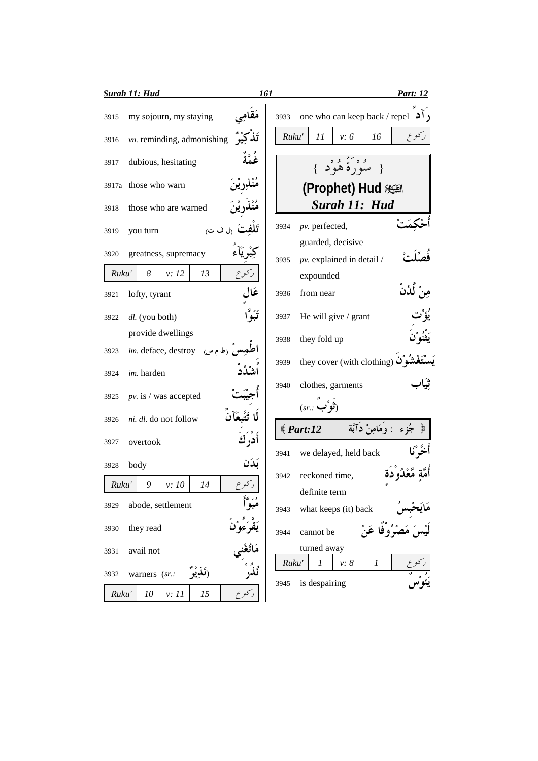| | | |
|---|---|---|
| 3915 | my sojourn, my staying | مَقَامِي |
| 3916 | *vn.* reminding, admonishing | تَذْكِيْرٌ |
| 3917 | dubious, hesitating | غُمَّةٌ |
| 3917a | those who warn | مُنْذِرِيْنَ |
| 3918 | those who are warned | مُنْذَرِيْنَ |
| 3919 | you turn | تَلْفِتَ (ل ف ت) |
| 3920 | greatness, supremacy | كِبْرِيَآءُ |

| Ruku' | 8 | v: 12 | 13 | ركوع |
|---|---|---|---|---|

| | | |
|---|---|---|
| 3921 | lofty, tyrant | عَالٍ |
| 3922 | *dl.* (you both) provide dwellings | تَبَوَّآ |
| 3923 | *im.* deface, destroy | اطْمِسْ (ط م س) |
| 3924 | *im.* harden | اُشْدُدْ |
| 3925 | *pv.* is / was accepted | أُجِيْبَتْ |
| 3926 | *ni. dl.* do not follow | لَا تَتَّبِعَآنِّ |
| 3927 | overtook | أَدْرَكَ |
| 3928 | body | بَدَن |

| Ruku' | 9 | v: 10 | 14 | ركوع |
|---|---|---|---|---|

| | | |
|---|---|---|
| 3929 | abode, settlement | مُبَوَّأً |
| 3930 | they read | يَقْرَءُوْنَ |
| 3931 | avail not | مَاتُغْنِي |
| 3932 | warners (*sr.:* نَذِيْرٌ) | نُذُرٌ |

| Ruku' | 10 | v: 11 | 15 | ركوع |
|---|---|---|---|---|

| | | |
|---|---|---|
| 3933 | one who can keep back / repel | رَآدٌّ |

| Ruku' | 11 | v: 6 | 16 | ركوع |
|---|---|---|---|---|

## { سُوْرَةُ هُوْد }
## (Prophet) Hud ﷺ
## *Surah 11: Hud*

| | | |
|---|---|---|
| 3934 | *pv.* perfected, guarded, decisive | أُحْكِمَتْ |
| 3935 | *pv.* explained in detail / expounded | فُصِّلَتْ |
| 3936 | from near | مِنْ لَّدُنْ |
| 3937 | He will give / grant | يُؤْتِ |
| 3938 | they fold up | يَثْنُوْنَ |
| 3939 | they cover (with clothing) | يَسْتَغْشُوْنَ |
| 3940 | clothes, garments (*sr.:* ثَوْبٌ) | ثِيَاب |

**Part:12** — جزء : وَمَامِنْ دَآبَّةٍ

| | | |
|---|---|---|
| 3941 | we delayed, held back | أَخَّرْنَا |
| 3942 | reckoned time, definite term | أُمَّةٍ مَّعْدُوْدَةٍ |
| 3943 | what keeps (it) back | مَايَحْبِسُ |
| 3944 | cannot be turned away | لَيْسَ مَصْرُوْفًا عَنْ |

| Ruku' | 1 | v: 8 | 1 | ركوع |
|---|---|---|---|---|

| | | |
|---|---|---|
| 3945 | is despairing | يَئُوْسٌ |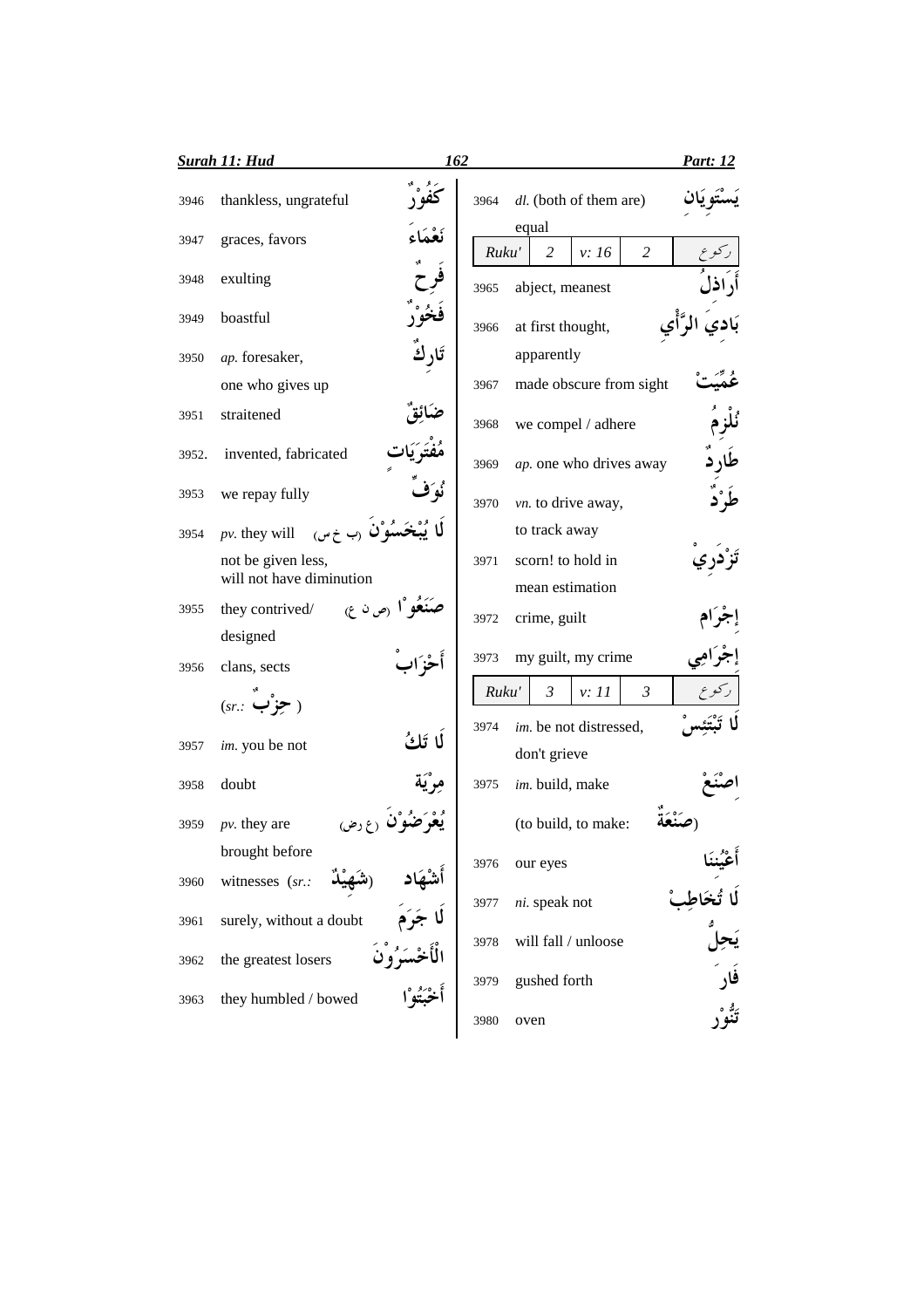| No. | Meaning | Word |
|---|---|---|
| 3946 | thankless, ungrateful | كَفُوْرٌ |
| 3947 | graces, favors | نَعْمَاءَ |
| 3948 | exulting | فَرِحٌ |
| 3949 | boastful | فَخُوْرٌ |
| 3950 | *ap.* foresaker, one who gives up | تَارِكٌ |
| 3951 | straitened | ضَائِقٌ |
| 3952. | invented, fabricated | مُفْتَرَيَاتٍ |
| 3953 | we repay fully | نُوَفِّ |
| 3954 | *pv.* they will not be given less, will not have diminution | لَا يُبْخَسُوْنَ (ب خ س) |
| 3955 | they contrived/ designed | صَنَعُوْا (ص ن ع) |
| 3956 | clans, sects (*sr.:* حِزْبٌ) | أَحْزَابٌ |
| 3957 | *im.* you be not | لَا تَكُ |
| 3958 | doubt | مِرْيَة |
| 3959 | *pv.* they are brought before | يُعْرَضُوْنَ (ع ر ض) |
| 3960 | witnesses (*sr.:* شَهِيْدٌ) | أَشْهَاد |
| 3961 | surely, without a doubt | لَا جَرَمَ |
| 3962 | the greatest losers | الْأَخْسَرُوْنَ |
| 3963 | they humbled / bowed | أَخْبَتُوْا |
| 3964 | *dl.* (both of them are) equal | يَسْتَوِيَانِ |

| Ruku' | 2 | v: 16 | 2 | رکوع |
|---|---|---|---|---|

| No. | Meaning | Word |
|---|---|---|
| 3965 | abject, meanest | أَرَاذِلُ |
| 3966 | at first thought, apparently | بَادِيَ الرَّأْيِ |
| 3967 | made obscure from sight | عُمِّيَتْ |
| 3968 | we compel / adhere | نُلْزِمُ |
| 3969 | *ap.* one who drives away | طَارِدٌ |
| 3970 | *vn.* to drive away, to track away | طَرْدٌ |
| 3971 | scorn! to hold in mean estimation | تَزْدَرِيْ |
| 3972 | crime, guilt | إِجْرَام |
| 3973 | my guilt, my crime | إِجْرَامِي |

| Ruku' | 3 | v: 11 | 3 | رکوع |
|---|---|---|---|---|

| No. | Meaning | Word |
|---|---|---|
| 3974 | *im.* be not distressed, don't grieve | لَا تَبْتَئِسْ |
| 3975 | *im.* build, make (to build, to make: صَنْعَةٌ) | اصْنَعْ |
| 3976 | our eyes | أَعْيُنِنَا |
| 3977 | *ni.* speak not | لَا تُخَاطِبْ |
| 3978 | will fall / unloose | يَحِلُّ |
| 3979 | gushed forth | فَارَ |
| 3980 | oven | تَنُّوْر |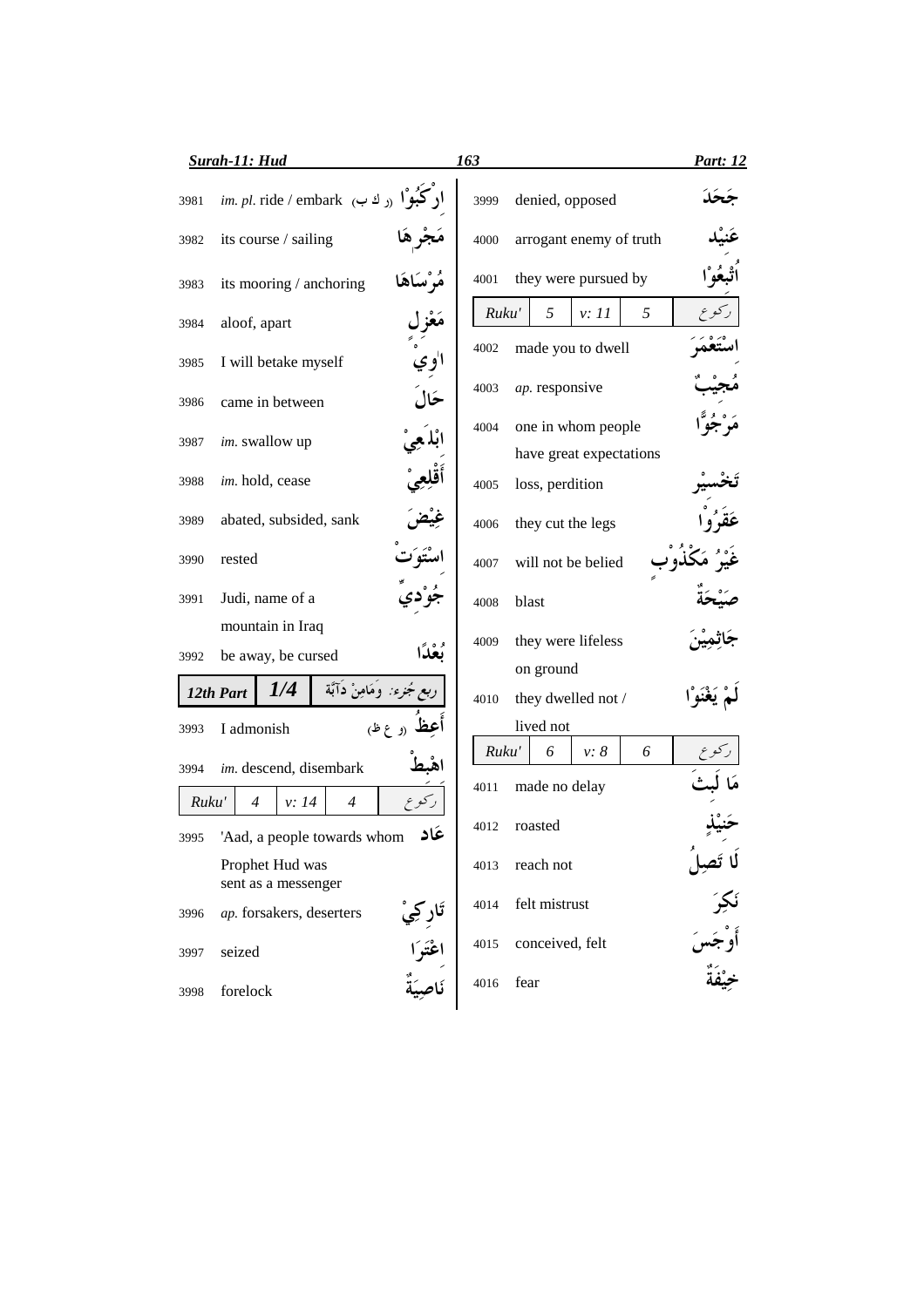| No. | Meaning | Arabic |
|---|---|---|
| 3981 | *im. pl.* ride / embark (ر ك ب) | ارْكَبُوْا |
| 3982 | its course / sailing | مَجْرٖهَا |
| 3983 | its mooring / anchoring | مُرْسَاهَا |
| 3984 | aloof, apart | مَعْزِلٍ |
| 3985 | I will betake myself | اٰوِيْ |
| 3986 | came in between | حَالَ |
| 3987 | *im.* swallow up | ابْلَعِيْ |
| 3988 | *im.* hold, cease | أَقْلِعِيْ |
| 3989 | abated, subsided, sank | غِيْضَ |
| 3990 | rested | اسْتَوَتْ |
| 3991 | Judi, name of a mountain in Iraq | جُوْدِيٌّ |
| 3992 | be away, be cursed | بُعْدًا |

| *12th Part* | ***1/4*** | ربع جُزء: وَمَامِنْ دَآبَّةٍ |
|---|---|---|

| No. | Meaning | Arabic |
|---|---|---|
| 3993 | I admonish | أَعِظُ (و ع ظ) |
| 3994 | *im.* descend, disembark | اهْبِطْ |

| *Ruku'* | *4* | *v: 14* | *4* | رکوع |
|---|---|---|---|---|

| No. | Meaning | Arabic |
|---|---|---|
| 3995 | 'Aad, a people towards whom Prophet Hud was sent as a messenger | عَاد |
| 3996 | *ap.* forsakers, deserters | تَارِكِيْ |
| 3997 | seized | اعْتَرَا |
| 3998 | forelock | نَاصِيَةٌ |
| 3999 | denied, opposed | جَحَدَ |
| 4000 | arrogant enemy of truth | عَنِيْد |
| 4001 | they were pursued by | أُتْبِعُوْا |

| *Ruku'* | *5* | *v: 11* | *5* | رکوع |
|---|---|---|---|---|

| No. | Meaning | Arabic |
|---|---|---|
| 4002 | made you to dwell | اسْتَعْمَرَ |
| 4003 | *ap.* responsive | مُجِيْبٌ |
| 4004 | one in whom people have great expectations | مَرْجُوًّا |
| 4005 | loss, perdition | تَخْسِيْر |
| 4006 | they cut the legs | عَقَرُوْا |
| 4007 | will not be belied | غَيْرُ مَكْذُوْبٍ |
| 4008 | blast | صَيْحَةٌ |
| 4009 | they were lifeless on ground | جَاثِمِيْنَ |
| 4010 | they dwelled not / lived not | لَمْ يَغْنَوْا |

| *Ruku'* | *6* | *v: 8* | *6* | رکوع |
|---|---|---|---|---|

| No. | Meaning | Arabic |
|---|---|---|
| 4011 | made no delay | مَا لَبِثَ |
| 4012 | roasted | حَنِيْذٍ |
| 4013 | reach not | لَا تَصِلُ |
| 4014 | felt mistrust | نَكِرَ |
| 4015 | conceived, felt | أَوْجَسَ |
| 4016 | fear | خِيْفَةٌ |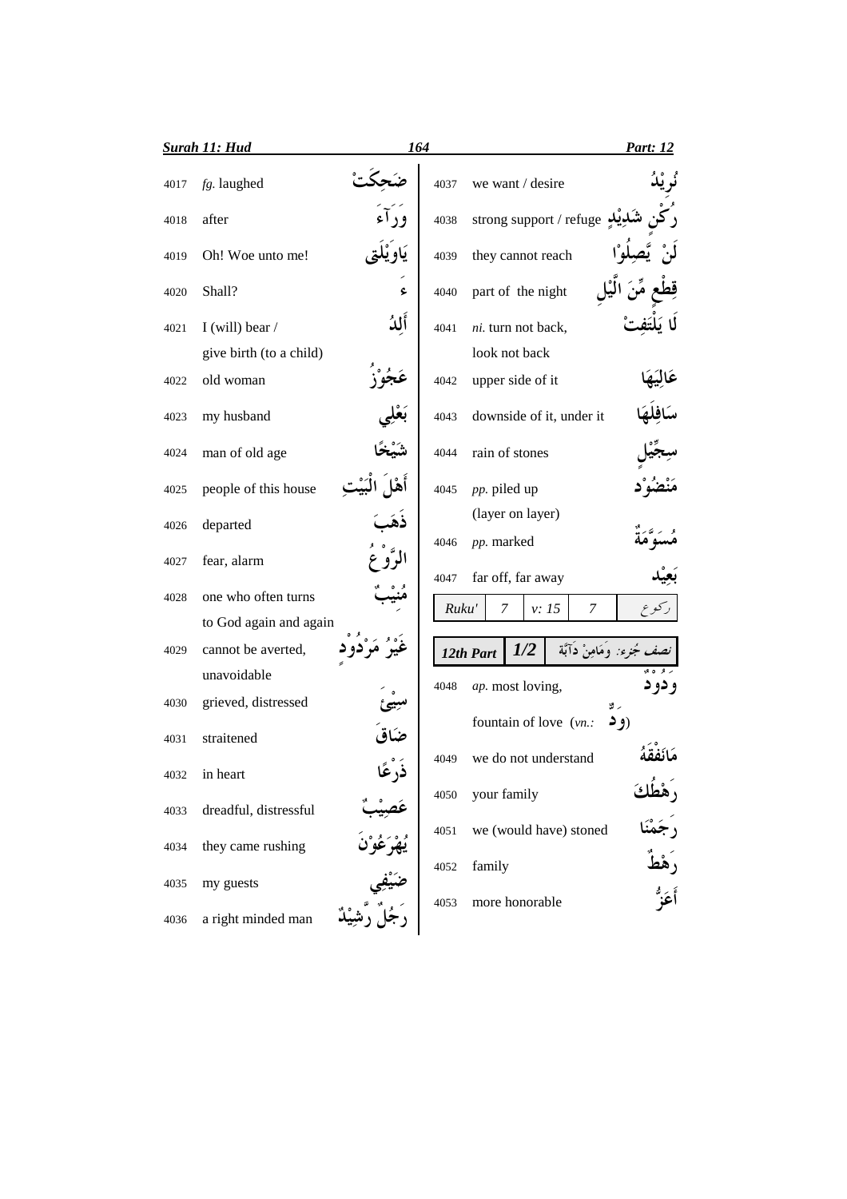| No. | Meaning | Arabic |
|---|---|---|
| 4017 | *fg.* laughed | ضَحِكَتْ |
| 4018 | after | وَرَآءَ |
| 4019 | Oh! Woe unto me! | يَاوَيْلَتٰى |
| 4020 | Shall? | ءَ |
| 4021 | I (will) bear / give birth (to a child) | أَلِدُ |
| 4022 | old woman | عَجُوْزٌ |
| 4023 | my husband | بَعْلِي |
| 4024 | man of old age | شَيْخًا |
| 4025 | people of this house | أَهْلَ الْبَيْتِ |
| 4026 | departed | ذَهَبَ |
| 4027 | fear, alarm | الرَّوْعُ |
| 4028 | one who often turns to God again and again | مُنِيْبٌ |
| 4029 | cannot be averted, unavoidable | غَيْرُ مَرْدُوْدٍ |
| 4030 | grieved, distressed | سِيْءَ |
| 4031 | straitened | ضَاقَ |
| 4032 | in heart | ذَرْعًا |
| 4033 | dreadful, distressful | عَصِيْبٌ |
| 4034 | they came rushing | يُهْرَعُوْنَ |
| 4035 | my guests | ضَيْفِي |
| 4036 | a right minded man | رَجُلٌ رَّشِيْدٌ |
| 4037 | we want / desire | نُرِيْدُ |
| 4038 | strong support / refuge | رُكْنٍ شَدِيْدٍ |
| 4039 | they cannot reach | لَنْ يَّصِلُوْا |
| 4040 | part of the night | قِطْعٍ مِّنَ الَّيْلِ |
| 4041 | *ni.* turn not back, look not back | لَا يَلْتَفِتْ |
| 4042 | upper side of it | عَالِيَهَا |
| 4043 | downside of it, under it | سَافِلَهَا |
| 4044 | rain of stones | سِجِّيْلٍ |
| 4045 | *pp.* piled up (layer on layer) | مَنْضُوْدٍ |
| 4046 | *pp.* marked | مُسَوَّمَةٌ |
| 4047 | far off, far away | بَعِيْدٍ |

| Ruku' | 7 | v: 15 | 7 | رکوع |
|---|---|---|---|---|

| 12th Part | 1/2 | نصف جُزء: وَمَامِنْ دَآبَّة |
|---|---|---|

| No. | Meaning | Arabic |
|---|---|---|
| 4048 | *ap.* most loving, fountain of love (*vn.:* وَدٌّ) | وَدُوْدٌ |
| 4049 | we do not understand | مَانَفْقَهُ |
| 4050 | your family | رَهْطُكَ |
| 4051 | we (would have) stoned | رَجَمْنَا |
| 4052 | family | رَهْطٌ |
| 4053 | more honorable | أَعَزُّ |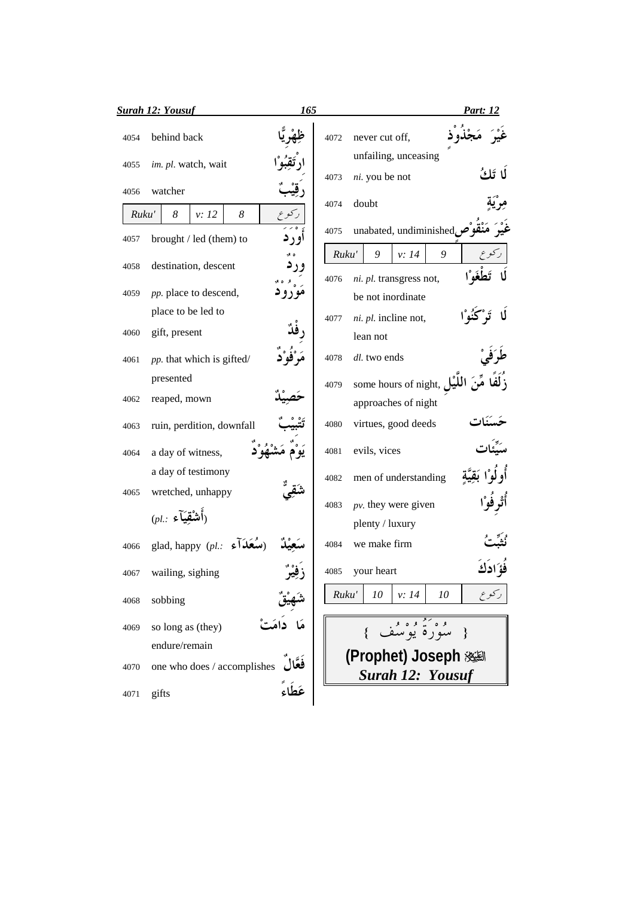| No. | Meaning | Arabic |
|---|---|---|
| 4054 | behind back | ظِهْرِيًّا |
| 4055 | *im. pl.* watch, wait | ارْتَقِبُوْا |
| 4056 | watcher | رَقِيْبٌ |

| Ruku' | 8 | v: 12 | 8 | رکوع |
|---|---|---|---|---|

| No. | Meaning | Arabic |
|---|---|---|
| 4057 | brought / led (them) to | أَوْرَدَ |
| 4058 | destination, descent | وِرْدٌ |
| 4059 | *pp.* place to descend, place to be led to | مَوْرُوْدٌ |
| 4060 | gift, present | رِفْدٌ |
| 4061 | *pp.* that which is gifted/ presented | مَرْفُوْدٌ |
| 4062 | reaped, mown | حَصِيْدٌ |
| 4063 | ruin, perdition, downfall | تَتْبِيْبٌ |
| 4064 | a day of witness, a day of testimony | يَوْمٌ مَشْهُوْدٌ |
| 4065 | wretched, unhappy (*pl.:* أَشْقِيَآء) | شَقِيٌّ |
| 4066 | glad, happy (*pl.:* سُعَدَآء) | سَعِيْدٌ |
| 4067 | wailing, sighing | زَفِيْرٌ |
| 4068 | sobbing | شَهِيْقٌ |
| 4069 | so long as (they) endure/remain | مَا دَامَتْ |
| 4070 | one who does / accomplishes | فَعَّالٌ |
| 4071 | gifts | عَطَاءً |
| 4072 | never cut off, unfailing, unceasing | غَيْرَ مَجْذُوْذٍ |
| 4073 | *ni.* you be not | لَا تَكُ |
| 4074 | doubt | مِرْيَةٍ |
| 4075 | unabated, undiminished | غَيْرَ مَنْقُوْصٍ |

| Ruku' | 9 | v: 14 | 9 | رکوع |
|---|---|---|---|---|

| No. | Meaning | Arabic |
|---|---|---|
| 4076 | *ni. pl.* transgress not, be not inordinate | لَا تَطْغَوْا |
| 4077 | *ni. pl.* incline not, lean not | لَا تَرْكَنُوْا |
| 4078 | *dl.* two ends | طَرَفَيْ |
| 4079 | some hours of night, approaches of night | زُلَفًا مِّنَ اللَّيْلِ |
| 4080 | virtues, good deeds | حَسَنَات |
| 4081 | evils, vices | سَيِّئَات |
| 4082 | men of understanding | أُولُوْا بَقِيَّةٍ |
| 4083 | *pv.* they were given plenty / luxury | أُتْرِفُوْا |
| 4084 | we make firm | نُثَبِّتُ |
| 4085 | your heart | فُؤَادَكَ |

| Ruku' | 10 | v: 14 | 10 | رکوع |
|---|---|---|---|---|

{ سُوْرَةُ يُوْسُف }

**(Prophet) Joseph ﷺ**

***Surah 12: Yousuf***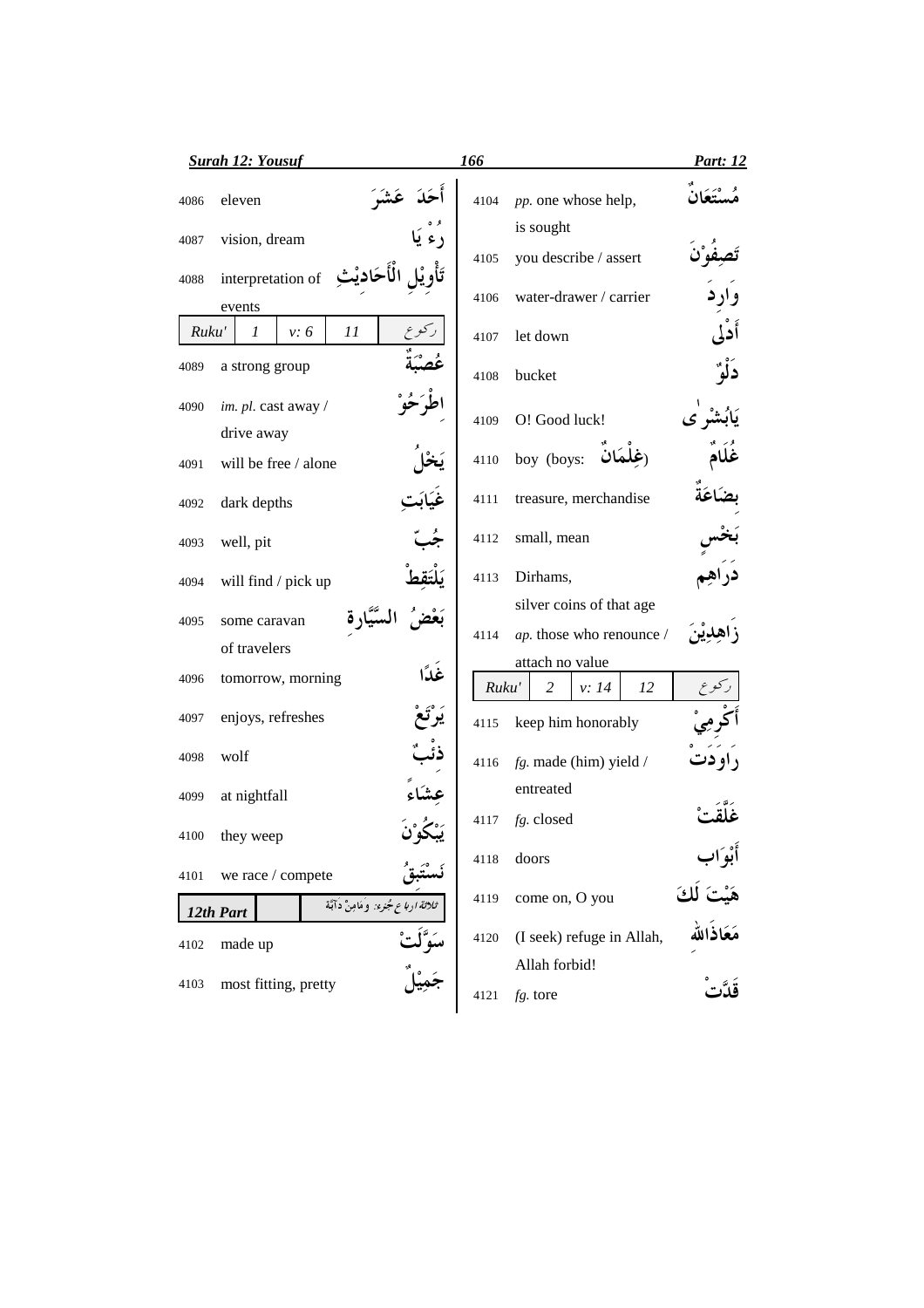| No. | Meaning | Arabic |
|---|---|---|
| 4086 | eleven | أَحَدَ عَشَرَ |
| 4087 | vision, dream | رُءْيَا |
| 4088 | interpretation of events | تَأْوِيْلِ الْأَحَادِيْثِ |
| Ruku' | 1 v: 6 11 | رکوع |
| 4089 | a strong group | عُصْبَةٌ |
| 4090 | *im. pl.* cast away / drive away | اِطْرَحُوْ |
| 4091 | will be free / alone | يَخْلُ |
| 4092 | dark depths | غَيَابَتِ |
| 4093 | well, pit | جُبِّ |
| 4094 | will find / pick up | يَلْتَقِطْ |
| 4095 | some caravan of travelers | بَعْضُ السَّيَّارةِ |
| 4096 | tomorrow, morning | غَدًا |
| 4097 | enjoys, refreshes | يَرْتَعْ |
| 4098 | wolf | ذِئْبٌ |
| 4099 | at nightfall | عِشَاءً |
| 4100 | they weep | يَبْكُوْنَ |
| 4101 | we race / compete | نَسْتَبِقُ |
| 12th Part | | ثلاثة ارباع جُزء: وَمَامِنْ دَآبَّةٍ |
| 4102 | made up | سَوَّلَتْ |
| 4103 | most fitting, pretty | جَمِيْلٌ |
| 4104 | *pp.* one whose help, is sought | مُسْتَعَانٌ |
| 4105 | you describe / assert | تَصِفُوْنَ |
| 4106 | water-drawer / carrier | وَارِدَ |
| 4107 | let down | أَدْلٰى |
| 4108 | bucket | دَلْوٌ |
| 4109 | O! Good luck! | يَابُشْرٰى |
| 4110 | boy (boys: غِلْمَانٌ) | غُلَامٌ |
| 4111 | treasure, merchandise | بِضَاعَةٌ |
| 4112 | small, mean | بَخْسٍ |
| 4113 | Dirhams, silver coins of that age | دَرَاهِمَ |
| 4114 | *ap.* those who renounce / attach no value | زَاهِدِيْنَ |
| Ruku' | 2 v: 14 12 | رکوع |
| 4115 | keep him honorably | أَكْرِمِيْ |
| 4116 | *fg.* made (him) yield / entreated | رَاوَدَتْ |
| 4117 | *fg.* closed | غَلَّقَتْ |
| 4118 | doors | أَبْوَاب |
| 4119 | come on, O you | هَيْتَ لَكَ |
| 4120 | (I seek) refuge in Allah, Allah forbid! | مَعَاذَاللهِ |
| 4121 | *fg.* tore | قَدَّتْ |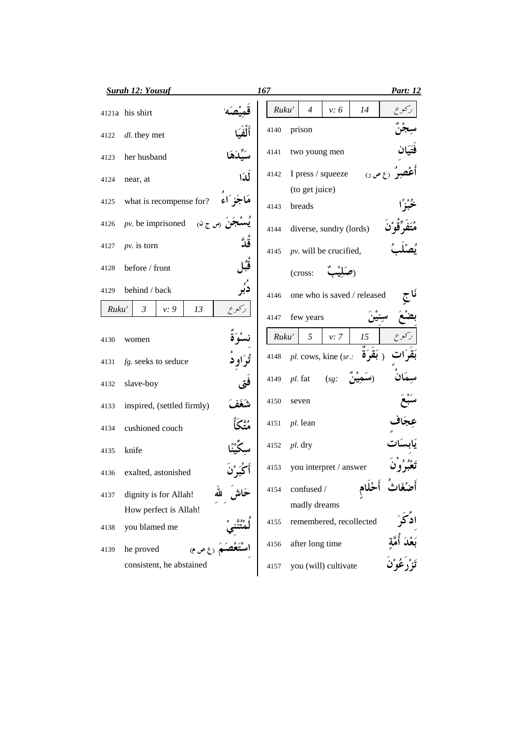| | | |
|---|---|---|
| 4121a | his shirt | قَمِيْصَهٗ |
| 4122 | *dl.* they met | أَلْفَيَا |
| 4123 | her husband | سَيِّدَهَا |
| 4124 | near, at | لَدَا |
| 4125 | what is recompense for? | مَاجَزَاءُ |
| 4126 | *pv.* be imprisoned | يُسْجَنَ (س ج ن) |
| 4127 | *pv.* is torn | قُدَّ |
| 4128 | before / front | قُبُل |
| 4129 | behind / back | دُبُر |

| Ruku' | 3 | v: 9 | 13 | ركوع |
|---|---|---|---|---|

| | | |
|---|---|---|
| 4130 | women | نِسْوَةٌ |
| 4131 | *fg.* seeks to seduce | تُرَاوِدُ |
| 4132 | slave-boy | فَتٰى |
| 4133 | inspired, (settled firmly) | شَغَفَ |
| 4134 | cushioned couch | مُتَّكَأً |
| 4135 | knife | سِكِّيْنًا |
| 4136 | exalted, astonished | أَكْبَرْنَ |
| 4137 | dignity is for Allah! How perfect is Allah! | حَاشَ لِلّٰهِ |
| 4138 | you blamed me | لُمْتُنَّنِيْ |
| 4139 | he proved consistent, he abstained | اسْتَعْصَمَ (ع ص م) |

| Ruku' | 4 | v: 6 | 14 | ركوع |
|---|---|---|---|---|

| | | |
|---|---|---|
| 4140 | prison | سِجْنٌ |
| 4141 | two young men | فَتَيَان |
| 4142 | I press / squeeze (to get juice) | أَعْصِرُ (ع ص ر) |
| 4143 | breads | خُبْزًا |
| 4144 | diverse, sundry (lords) | مُتَفَرِّقُوْنَ |
| 4145 | *pv.* will be crucified, (cross: صَلِيْبٌ) | يُصْلَبُ |
| 4146 | one who is saved / released | نَاجٍ |
| 4147 | few years | بِضْعَ سِنِيْنَ |

| Ruku' | 5 | v: 7 | 15 | ركوع |
|---|---|---|---|---|

| | | |
|---|---|---|
| 4148 | *pl.* cows, kine (*sr.:* بَقَرَةٌ) | بَقَرَات |
| 4149 | *pl.* fat (*sg:* سَمِيْنٌ) | سِمَانٌ |
| 4150 | seven | سَبْعَ |
| 4151 | *pl.* lean | عِجَاف |
| 4152 | *pl.* dry | يَابِسَات |
| 4153 | you interpret / answer | تَعْبُرُوْنَ |
| 4154 | confused / madly dreams | أَضْغَاثُ أَحْلَامٍ |
| 4155 | remembered, recollected | ادَّكَرَ |
| 4156 | after long time | بَعْدَ أُمَّةٍ |
| 4157 | you (will) cultivate | تَزْرَعُوْنَ |